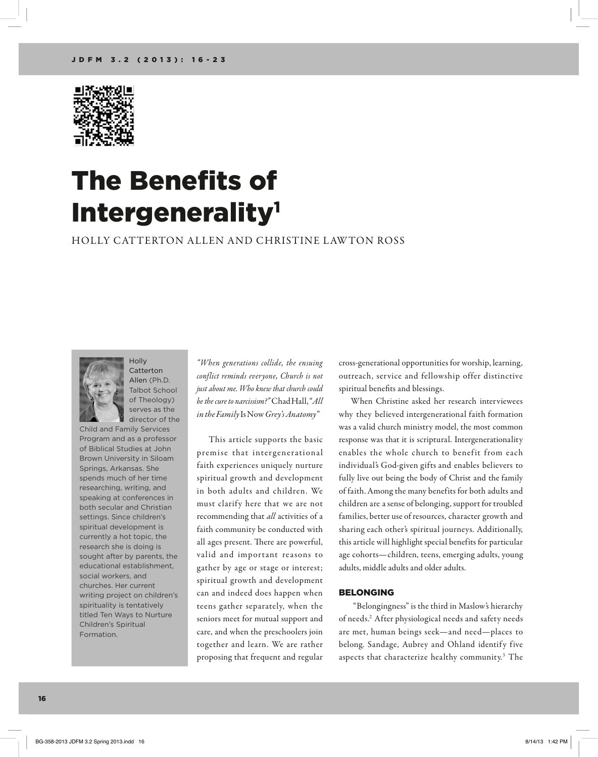# The Benefits of Intergenerality[1]

HOLLY CATTERTON ALLEN AND CHRISTINE LAWTON ROSS

Holly Catterton Allen (Ph.D. Talbot School of Theology) serves as the director of the Child and Family Services Program and as a professor of Biblical Studies at John Brown University in Siloam Springs, Arkansas. She spends much of her time researching, writing, and speaking at conferences in both secular and Christian settings. Since children's spiritual development is currently a hot topic, the research she is doing is sought after by parents, the educational establishment, social workers, and churches. Her current writing project on children's spirituality is tentatively titled Ten Ways to Nurture Children's Spiritual Formation.

*"When generations collide, the ensuing conflict reminds everyone, Church is not just about me. Who knew that church could be the cure to narcissism?"* Chad Hall, "*All in the Family* Is Now *Grey's Anatomy*"

This article supports the basic premise that intergenerational faith experiences uniquely nurture spiritual growth and development in both adults and children. We must clarify here that we are not recommending that *all* activities of a faith community be conducted with all ages present. There are powerful, valid and important reasons to gather by age or stage or interest; spiritual growth and development can and indeed does happen when teens gather separately, when the seniors meet for mutual support and care, and when the preschoolers join together and learn. We are rather proposing that frequent and regular cross-generational opportunities for worship, learning, outreach, service and fellowship offer distinctive spiritual benefits and blessings.

When Christine asked her research interviewees why they believed intergenerational faith formation was a valid church ministry model, the most common response was that it is scriptural. Intergenerationality enables the whole church to benefit from each individual's God-given gifts and enables believers to fully live out being the body of Christ and the family of faith. Among the many benefits for both adults and children are a sense of belonging, support for troubled families, better use of resources, character growth and sharing each other's spiritual journeys. Additionally, this article will highlight special benefits for particular age cohorts—children, teens, emerging adults, young adults, middle adults and older adults.

## BELONGING

"Belongingness" is the third in Maslow's hierarchy of needs.[2] After physiological needs and safety needs are met, human beings seek—and need—places to belong. Sandage, Aubrey and Ohland identify five aspects that characterize healthy community.[3] The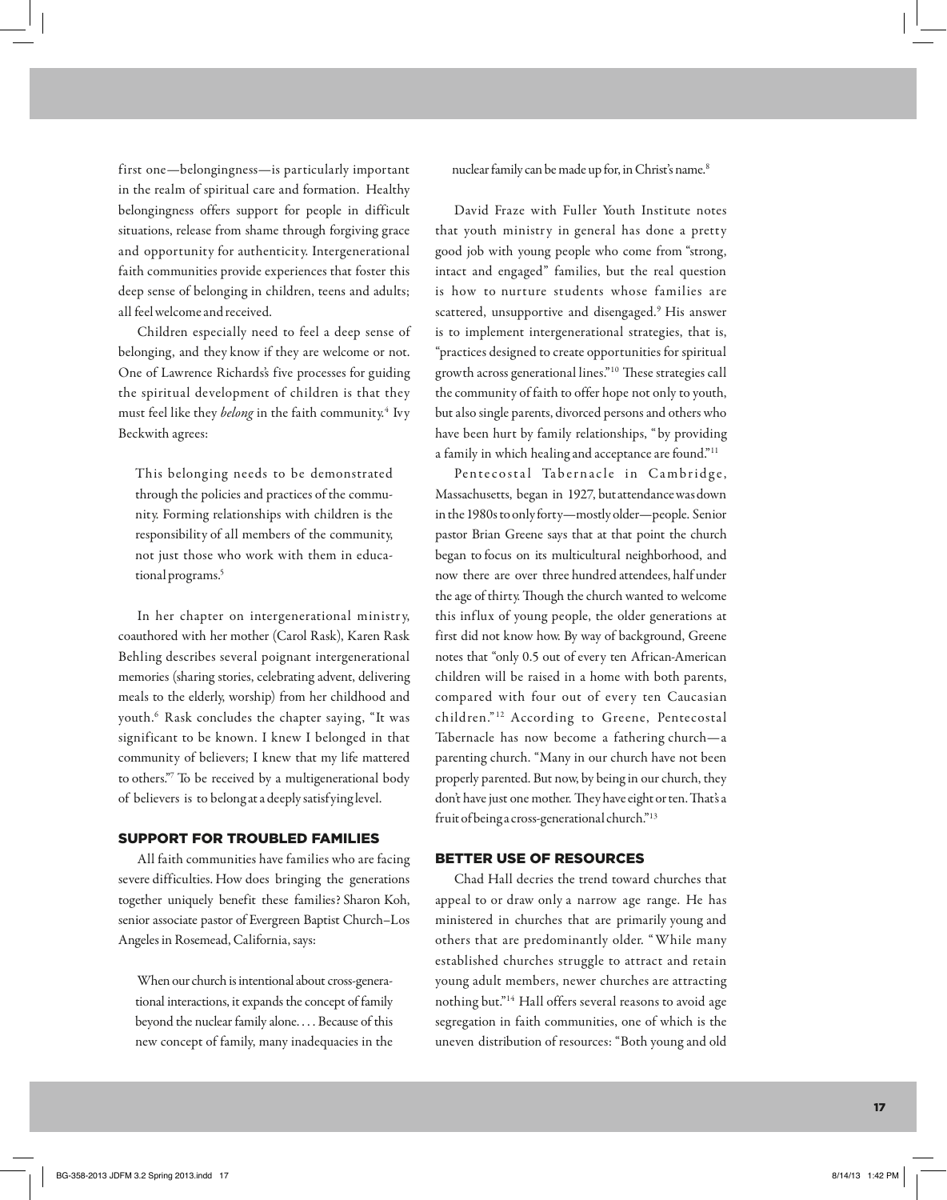first one—belongingness—is particularly important in the realm of spiritual care and formation. Healthy belongingness offers support for people in difficult situations, release from shame through forgiving grace and opportunity for authenticity. Intergenerational faith communities provide experiences that foster this deep sense of belonging in children, teens and adults; all feel welcome and received.

Children especially need to feel a deep sense of belonging, and they know if they are welcome or not. One of Lawrence Richards's five processes for guiding the spiritual development of children is that they must feel like they *belong* in the faith community.[4] Ivy Beckwith agrees:

> This belonging needs to be demonstrated through the policies and practices of the community. Forming relationships with children is the responsibility of all members of the community, not just those who work with them in educational programs.[5]

In her chapter on intergenerational ministry, coauthored with her mother (Carol Rask), Karen Rask Behling describes several poignant intergenerational memories (sharing stories, celebrating advent, delivering meals to the elderly, worship) from her childhood and youth.[6] Rask concludes the chapter saying, "It was significant to be known. I knew I belonged in that community of believers; I knew that my life mattered to others."[7] To be received by a multigenerational body of believers is to belong at a deeply satisfying level.

### SUPPORT FOR TROUBLED FAMILIES

All faith communities have families who are facing severe difficulties. How does bringing the generations together uniquely benefit these families? Sharon Koh, senior associate pastor of Evergreen Baptist Church–Los Angeles in Rosemead, California, says:

> When our church is intentional about cross-generational interactions, it expands the concept of family beyond the nuclear family alone. . . . Because of this new concept of family, many inadequacies in the nuclear family can be made up for, in Christ's name.[8]

David Fraze with Fuller Youth Institute notes that youth ministry in general has done a pretty good job with young people who come from "strong, intact and engaged" families, but the real question is how to nurture students whose families are scattered, unsupportive and disengaged.[9] His answer is to implement intergenerational strategies, that is, "practices designed to create opportunities for spiritual growth across generational lines."[10] These strategies call the community of faith to offer hope not only to youth, but also single parents, divorced persons and others who have been hurt by family relationships, "by providing a family in which healing and acceptance are found."[11]

Pentecostal Tabernacle in Cambridge, Massachusetts, began in 1927, but attendance was down in the 1980s to only forty—mostly older—people. Senior pastor Brian Greene says that at that point the church began to focus on its multicultural neighborhood, and now there are over three hundred attendees, half under the age of thirty. Though the church wanted to welcome this influx of young people, the older generations at first did not know how. By way of background, Greene notes that "only 0.5 out of every ten African-American children will be raised in a home with both parents, compared with four out of every ten Caucasian children."[12] According to Greene, Pentecostal Tabernacle has now become a fathering church—a parenting church. "Many in our church have not been properly parented. But now, by being in our church, they don't have just one mother. They have eight or ten. That's a fruit of being a cross-generational church."[13]

### BETTER USE OF RESOURCES

Chad Hall decries the trend toward churches that appeal to or draw only a narrow age range. He has ministered in churches that are primarily young and others that are predominantly older. "While many established churches struggle to attract and retain young adult members, newer churches are attracting nothing but."[14] Hall offers several reasons to avoid age segregation in faith communities, one of which is the uneven distribution of resources: "Both young and old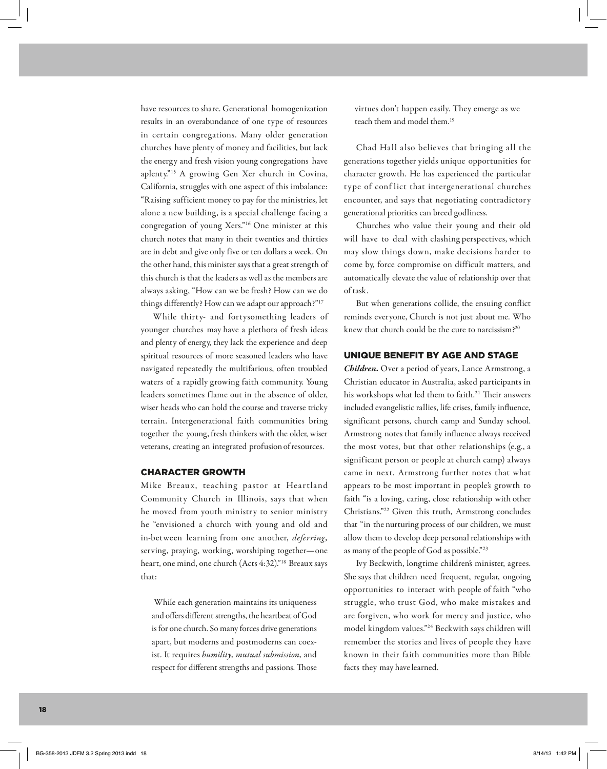have resources to share. Generational homogenization results in an overabundance of one type of resources in certain congregations. Many older generation churches have plenty of money and facilities, but lack the energy and fresh vision young congregations have aplenty."[15] A growing Gen Xer church in Covina, California, struggles with one aspect of this imbalance: "Raising sufficient money to pay for the ministries, let alone a new building, is a special challenge facing a congregation of young Xers."[16] One minister at this church notes that many in their twenties and thirties are in debt and give only five or ten dollars a week. On the other hand, this minister says that a great strength of this church is that the leaders as well as the members are always asking, "How can we be fresh? How can we do things differently? How can we adapt our approach?"[17]

While thirty- and fortysomething leaders of younger churches may have a plethora of fresh ideas and plenty of energy, they lack the experience and deep spiritual resources of more seasoned leaders who have navigated repeatedly the multifarious, often troubled waters of a rapidly growing faith community. Young leaders sometimes flame out in the absence of older, wiser heads who can hold the course and traverse tricky terrain. Intergenerational faith communities bring together the young, fresh thinkers with the older, wiser veterans, creating an integrated profusion of resources.

## CHARACTER GROWTH

Mike Breaux, teaching pastor at Heartland Community Church in Illinois, says that when he moved from youth ministry to senior ministry he "envisioned a church with young and old and in-between learning from one another, *deferring,* serving, praying, working, worshiping together—one heart, one mind, one church (Acts 4:32)."[18] Breaux says that:

> While each generation maintains its uniqueness and offers different strengths, the heartbeat of God is for one church. So many forces drive generations apart, but moderns and postmoderns can coexist. It requires *humility, mutual submission,* and respect for different strengths and passions. Those virtues don't happen easily. They emerge as we teach them and model them.[19]

Chad Hall also believes that bringing all the generations together yields unique opportunities for character growth. He has experienced the particular type of conflict that intergenerational churches encounter, and says that negotiating contradictory generational priorities can breed godliness.

Churches who value their young and their old will have to deal with clashing perspectives, which may slow things down, make decisions harder to come by, force compromise on difficult matters, and automatically elevate the value of relationship over that of task.

But when generations collide, the ensuing conflict reminds everyone, Church is not just about me. Who knew that church could be the cure to narcissism?[20]

## UNIQUE BENEFIT BY AGE AND STAGE

***Children.*** Over a period of years, Lance Armstrong, a Christian educator in Australia, asked participants in his workshops what led them to faith.[21] Their answers included evangelistic rallies, life crises, family influence, significant persons, church camp and Sunday school. Armstrong notes that family influence always received the most votes, but that other relationships (e.g., a significant person or people at church camp) always came in next. Armstrong further notes that what appears to be most important in people's growth to faith "is a loving, caring, close relationship with other Christians."[22] Given this truth, Armstrong concludes that "in the nurturing process of our children, we must allow them to develop deep personal relationships with as many of the people of God as possible."[23]

Ivy Beckwith, longtime children's minister, agrees. She says that children need frequent, regular, ongoing opportunities to interact with people of faith "who struggle, who trust God, who make mistakes and are forgiven, who work for mercy and justice, who model kingdom values."[24] Beckwith says children will remember the stories and lives of people they have known in their faith communities more than Bible facts they may have learned.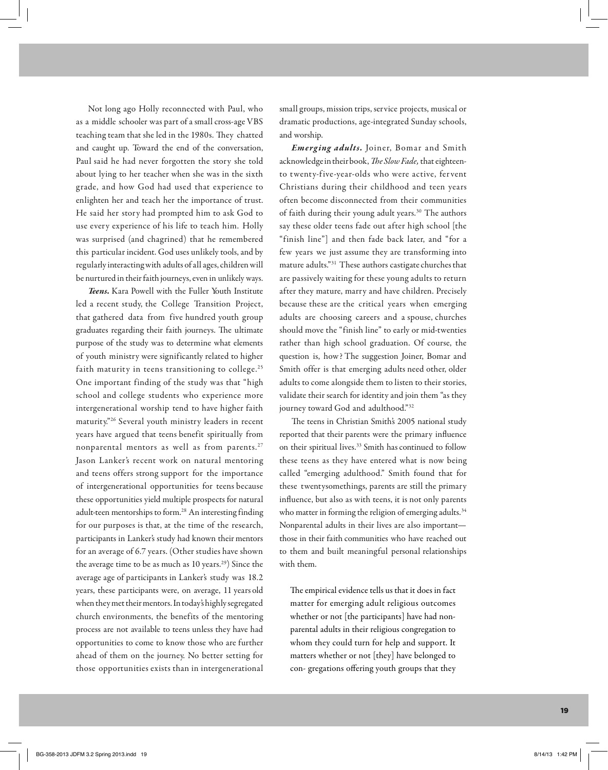Not long ago Holly reconnected with Paul, who as a middle schooler was part of a small cross-age VBS teaching team that she led in the 1980s. They chatted and caught up. Toward the end of the conversation, Paul said he had never forgotten the story she told about lying to her teacher when she was in the sixth grade, and how God had used that experience to enlighten her and teach her the importance of trust. He said her story had prompted him to ask God to use every experience of his life to teach him. Holly was surprised (and chagrined) that he remembered this particular incident. God uses unlikely tools, and by regularly interacting with adults of all ages, children will be nurtured in their faith journeys, even in unlikely ways.

***Teens.*** Kara Powell with the Fuller Youth Institute led a recent study, the College Transition Project, that gathered data from five hundred youth group graduates regarding their faith journeys. The ultimate purpose of the study was to determine what elements of youth ministry were significantly related to higher faith maturity in teens transitioning to college.[25] One important finding of the study was that "high school and college students who experience more intergenerational worship tend to have higher faith maturity."[26] Several youth ministry leaders in recent years have argued that teens benefit spiritually from nonparental mentors as well as from parents.[27] Jason Lanker's recent work on natural mentoring and teens offers strong support for the importance of intergenerational opportunities for teens because these opportunities yield multiple prospects for natural adult-teen mentorships to form.[28] An interesting finding for our purposes is that, at the time of the research, participants in Lanker's study had known their mentors for an average of 6.7 years. (Other studies have shown the average time to be as much as 10 years.[29]) Since the average age of participants in Lanker's study was 18.2 years, these participants were, on average, 11 years old when they met their mentors. In today's highly segregated church environments, the benefits of the mentoring process are not available to teens unless they have had opportunities to come to know those who are further ahead of them on the journey. No better setting for those opportunities exists than in intergenerational small groups, mission trips, service projects, musical or dramatic productions, age-integrated Sunday schools, and worship.

***Emerging adults.*** Joiner, Bomar and Smith acknowledge in their book, *The Slow Fade,* that eighteen- to twenty-five-year-olds who were active, fervent Christians during their childhood and teen years often become disconnected from their communities of faith during their young adult years.[30] The authors say these older teens fade out after high school [the "finish line"] and then fade back later, and "for a few years we just assume they are transforming into mature adults."[31] These authors castigate churches that are passively waiting for these young adults to return after they mature, marry and have children. Precisely because these are the critical years when emerging adults are choosing careers and a spouse, churches should move the "finish line" to early or mid-twenties rather than high school graduation. Of course, the question is, how? The suggestion Joiner, Bomar and Smith offer is that emerging adults need other, older adults to come alongside them to listen to their stories, validate their search for identity and join them "as they journey toward God and adulthood."[32]

The teens in Christian Smith's 2005 national study reported that their parents were the primary influence on their spiritual lives.[33] Smith has continued to follow these teens as they have entered what is now being called "emerging adulthood." Smith found that for these twentysomethings, parents are still the primary influence, but also as with teens, it is not only parents who matter in forming the religion of emerging adults.[34] Nonparental adults in their lives are also important—those in their faith communities who have reached out to them and built meaningful personal relationships with them.

> The empirical evidence tells us that it does in fact matter for emerging adult religious outcomes whether or not [the participants] have had nonparental adults in their religious congregation to whom they could turn for help and support. It matters whether or not [they] have belonged to con- gregations offering youth groups that they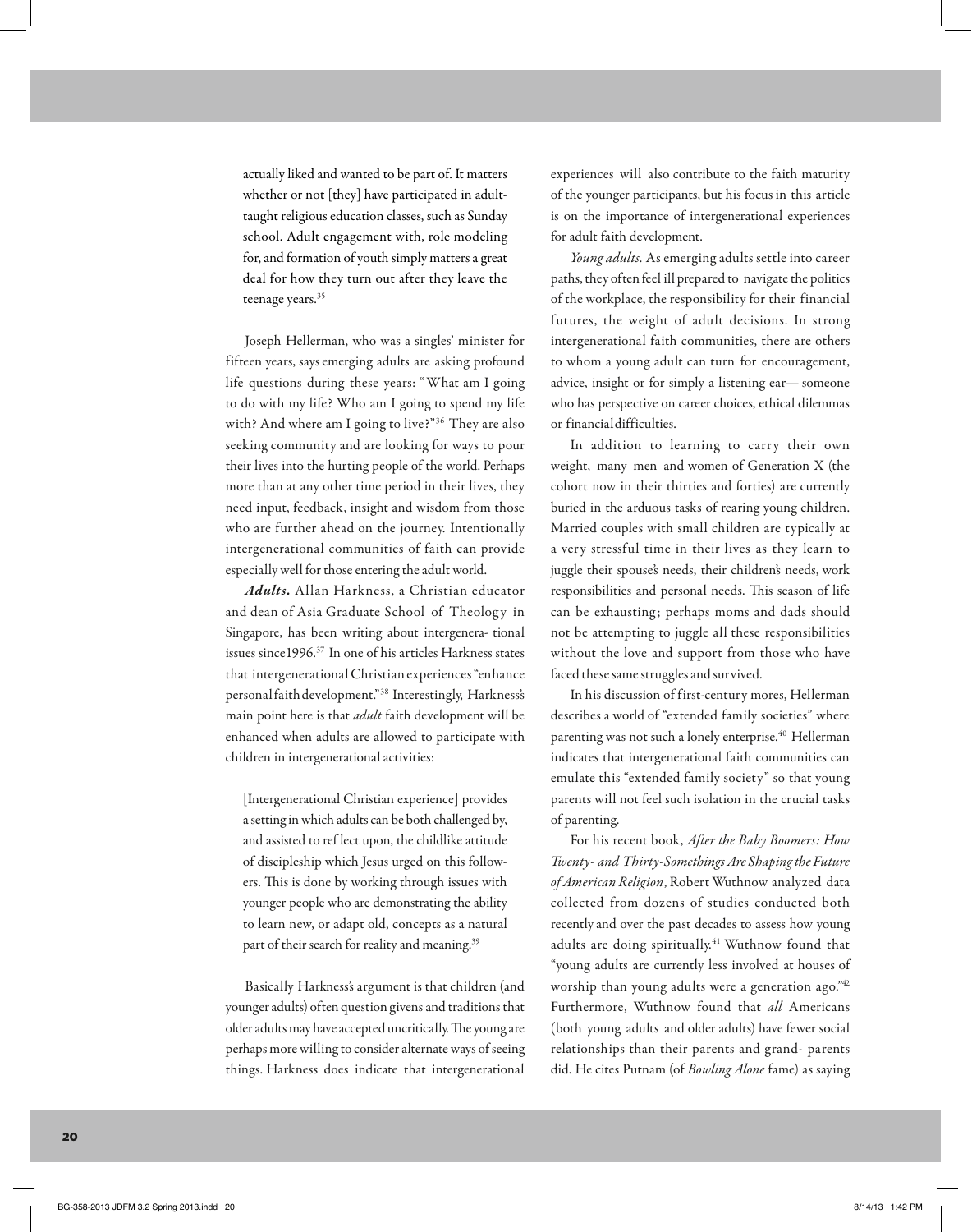actually liked and wanted to be part of. It matters whether or not [they] have participated in adult-taught religious education classes, such as Sunday school. Adult engagement with, role modeling for, and formation of youth simply matters a great deal for how they turn out after they leave the teenage years.[35]

Joseph Hellerman, who was a singles' minister for fifteen years, says emerging adults are asking profound life questions during these years: "What am I going to do with my life? Who am I going to spend my life with? And where am I going to live?"[36] They are also seeking community and are looking for ways to pour their lives into the hurting people of the world. Perhaps more than at any other time period in their lives, they need input, feedback, insight and wisdom from those who are further ahead on the journey. Intentionally intergenerational communities of faith can provide especially well for those entering the adult world.

***Adults.*** Allan Harkness, a Christian educator and dean of Asia Graduate School of Theology in Singapore, has been writing about intergenera- tional issues since1996.[37] In one of his articles Harkness states that intergenerational Christian experiences "enhance personal faith development."[38] Interestingly, Harkness's main point here is that *adult* faith development will be enhanced when adults are allowed to participate with children in intergenerational activities:

> [Intergenerational Christian experience] provides a setting in which adults can be both challenged by, and assisted to ref lect upon, the childlike attitude of discipleship which Jesus urged on this followers. This is done by working through issues with younger people who are demonstrating the ability to learn new, or adapt old, concepts as a natural part of their search for reality and meaning.[39]

Basically Harkness's argument is that children (and younger adults) often question givens and traditions that older adults may have accepted uncritically. The young are perhaps more willing to consider alternate ways of seeing things. Harkness does indicate that intergenerational experiences will also contribute to the faith maturity of the younger participants, but his focus in this article is on the importance of intergenerational experiences for adult faith development.

*Young adults.* As emerging adults settle into career paths, they often feel ill prepared to navigate the politics of the workplace, the responsibility for their financial futures, the weight of adult decisions. In strong intergenerational faith communities, there are others to whom a young adult can turn for encouragement, advice, insight or for simply a listening ear— someone who has perspective on career choices, ethical dilemmas or financial difficulties.

In addition to learning to carry their own weight, many men and women of Generation X (the cohort now in their thirties and forties) are currently buried in the arduous tasks of rearing young children. Married couples with small children are typically at a very stressful time in their lives as they learn to juggle their spouse's needs, their children's needs, work responsibilities and personal needs. This season of life can be exhausting; perhaps moms and dads should not be attempting to juggle all these responsibilities without the love and support from those who have faced these same struggles and survived.

In his discussion of first-century mores, Hellerman describes a world of "extended family societies" where parenting was not such a lonely enterprise.[40] Hellerman indicates that intergenerational faith communities can emulate this "extended family society" so that young parents will not feel such isolation in the crucial tasks of parenting.

For his recent book, *After the Baby Boomers: How Twenty- and Thirty-Somethings Are Shaping the Future of American Religion*, Robert Wuthnow analyzed data collected from dozens of studies conducted both recently and over the past decades to assess how young adults are doing spiritually.[41] Wuthnow found that "young adults are currently less involved at houses of worship than young adults were a generation ago."[42] Furthermore, Wuthnow found that *all* Americans (both young adults and older adults) have fewer social relationships than their parents and grand- parents did. He cites Putnam (of *Bowling Alone* fame) as saying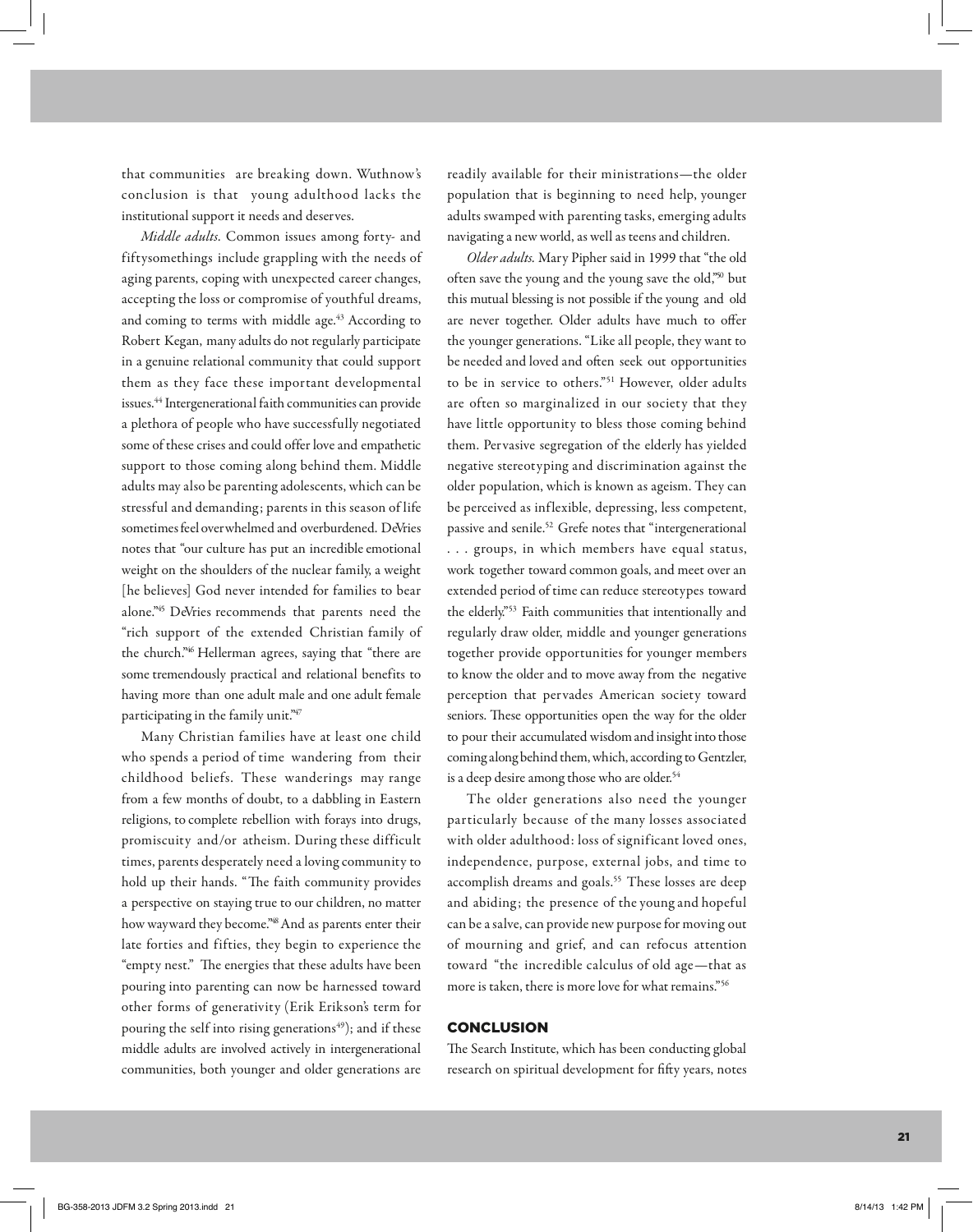that communities are breaking down. Wuthnow's conclusion is that young adulthood lacks the institutional support it needs and deserves.

*Middle adults*. Common issues among forty- and fiftysomethings include grappling with the needs of aging parents, coping with unexpected career changes, accepting the loss or compromise of youthful dreams, and coming to terms with middle age.[43] According to Robert Kegan, many adults do not regularly participate in a genuine relational community that could support them as they face these important developmental issues.[44] Intergenerational faith communities can provide a plethora of people who have successfully negotiated some of these crises and could offer love and empathetic support to those coming along behind them. Middle adults may also be parenting adolescents, which can be stressful and demanding; parents in this season of life sometimes feel overwhelmed and overburdened. DeVries notes that "our culture has put an incredible emotional weight on the shoulders of the nuclear family, a weight [he believes] God never intended for families to bear alone."[45] DeVries recommends that parents need the "rich support of the extended Christian family of the church."[46] Hellerman agrees, saying that "there are some tremendously practical and relational benefits to having more than one adult male and one adult female participating in the family unit."[47]

Many Christian families have at least one child who spends a period of time wandering from their childhood beliefs. These wanderings may range from a few months of doubt, to a dabbling in Eastern religions, to complete rebellion with forays into drugs, promiscuity and/or atheism. During these difficult times, parents desperately need a loving community to hold up their hands. "The faith community provides a perspective on staying true to our children, no matter how wayward they become."[48] And as parents enter their late forties and fifties, they begin to experience the "empty nest." The energies that these adults have been pouring into parenting can now be harnessed toward other forms of generativity (Erik Erikson's term for pouring the self into rising generations[49]); and if these middle adults are involved actively in intergenerational communities, both younger and older generations are readily available for their ministrations—the older population that is beginning to need help, younger adults swamped with parenting tasks, emerging adults navigating a new world, as well as teens and children.

*Older adults*. Mary Pipher said in 1999 that "the old often save the young and the young save the old,"[50] but this mutual blessing is not possible if the young and old are never together. Older adults have much to offer the younger generations. "Like all people, they want to be needed and loved and often seek out opportunities to be in service to others."[51] However, older adults are often so marginalized in our society that they have little opportunity to bless those coming behind them. Pervasive segregation of the elderly has yielded negative stereotyping and discrimination against the older population, which is known as ageism. They can be perceived as inflexible, depressing, less competent, passive and senile.[52] Grefe notes that "intergenerational . . . groups, in which members have equal status, work together toward common goals, and meet over an extended period of time can reduce stereotypes toward the elderly."[53] Faith communities that intentionally and regularly draw older, middle and younger generations together provide opportunities for younger members to know the older and to move away from the negative perception that pervades American society toward seniors. These opportunities open the way for the older to pour their accumulated wisdom and insight into those coming along behind them, which, according to Gentzler, is a deep desire among those who are older.[54]

The older generations also need the younger particularly because of the many losses associated with older adulthood: loss of significant loved ones, independence, purpose, external jobs, and time to accomplish dreams and goals.[55] These losses are deep and abiding; the presence of the young and hopeful can be a salve, can provide new purpose for moving out of mourning and grief, and can refocus attention toward "the incredible calculus of old age—that as more is taken, there is more love for what remains."[56]

## CONCLUSION

The Search Institute, which has been conducting global research on spiritual development for fifty years, notes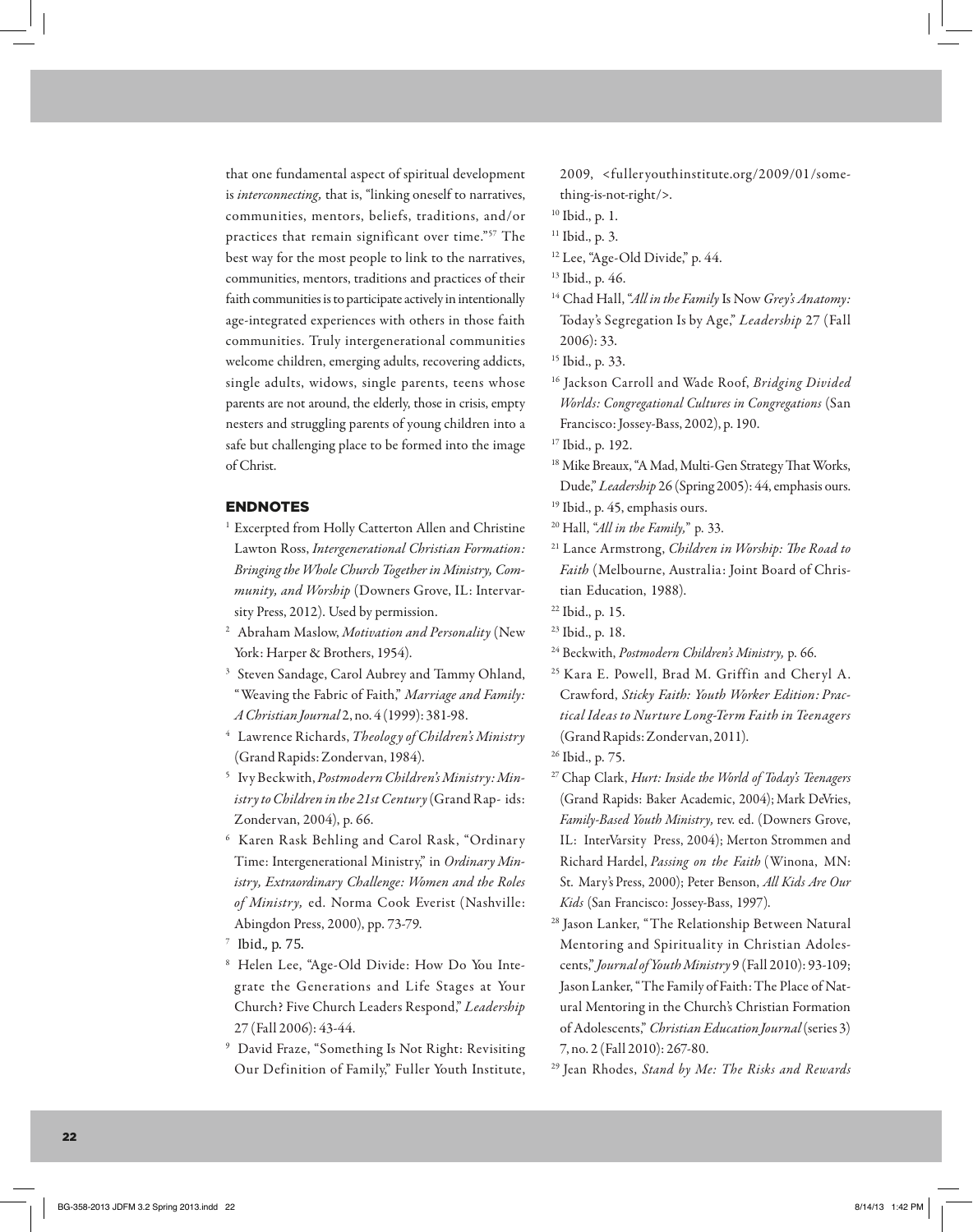that one fundamental aspect of spiritual development is *interconnecting,* that is, "linking oneself to narratives, communities, mentors, beliefs, traditions, and/or practices that remain significant over time."[57] The best way for the most people to link to the narratives, communities, mentors, traditions and practices of their faith communities is to participate actively in intentionally age-integrated experiences with others in those faith communities. Truly intergenerational communities welcome children, emerging adults, recovering addicts, single adults, widows, single parents, teens whose parents are not around, the elderly, those in crisis, empty nesters and struggling parents of young children into a safe but challenging place to be formed into the image of Christ.

## ENDNOTES

[1] Excerpted from Holly Catterton Allen and Christine Lawton Ross, *Intergenerational Christian Formation: Bringing the Whole Church Together in Ministry, Community, and Worship* (Downers Grove, IL: Intervarsity Press, 2012). Used by permission.

[2] Abraham Maslow, *Motivation and Personality* (New York: Harper & Brothers, 1954).

[3] Steven Sandage, Carol Aubrey and Tammy Ohland, "Weaving the Fabric of Faith," *Marriage and Family: A Christian Journal* 2, no. 4 (1999): 381-98.

[4] Lawrence Richards, *Theology of Children's Ministry* (Grand Rapids: Zondervan, 1984).

[5] Ivy Beckwith, *Postmodern Children's Ministry: Ministry to Children in the 21st Century* (Grand Rap- ids: Zondervan, 2004), p. 66.

[6] Karen Rask Behling and Carol Rask, "Ordinary Time: Intergenerational Ministry," in *Ordinary Ministry, Extraordinary Challenge: Women and the Roles of Ministry,* ed. Norma Cook Everist (Nashville: Abingdon Press, 2000), pp. 73-79.

[7] Ibid., p. 75.

[8] Helen Lee, "Age-Old Divide: How Do You Integrate the Generations and Life Stages at Your Church? Five Church Leaders Respond," *Leadership* 27 (Fall 2006): 43-44.

[9] David Fraze, "Something Is Not Right: Revisiting Our Definition of Family," Fuller Youth Institute, 2009, <fulleryouthinstitute.org/2009/01/something-is-not-right/>.

[10] Ibid., p. 1.

[11] Ibid., p. 3.

[12] Lee, "Age-Old Divide," p. 44.

[13] Ibid., p. 46.

[14] Chad Hall, "*All in the Family* Is Now *Grey's Anatomy:* Today's Segregation Is by Age," *Leadership* 27 (Fall 2006): 33.

[15] Ibid., p. 33.

[16] Jackson Carroll and Wade Roof, *Bridging Divided Worlds: Congregational Cultures in Congregations* (San Francisco: Jossey-Bass, 2002), p. 190.

[17] Ibid., p. 192.

[18] Mike Breaux, "A Mad, Multi-Gen Strategy That Works, Dude," *Leadership* 26 (Spring 2005): 44, emphasis ours.

[19] Ibid., p. 45, emphasis ours.

[20] Hall, "*All in the Family,*" p. 33.

[21] Lance Armstrong, *Children in Worship: The Road to Faith* (Melbourne, Australia: Joint Board of Christian Education, 1988).

[22] Ibid., p. 15.

[23] Ibid., p. 18.

[24] Beckwith, *Postmodern Children's Ministry,* p. 66.

[25] Kara E. Powell, Brad M. Griffin and Cheryl A. Crawford, *Sticky Faith: Youth Worker Edition: Practical Ideas to Nurture Long-Term Faith in Teenagers* (Grand Rapids: Zondervan, 2011).

[26] Ibid., p. 75.

[27] Chap Clark, *Hurt: Inside the World of Today's Teenagers* (Grand Rapids: Baker Academic, 2004); Mark DeVries, *Family-Based Youth Ministry,* rev. ed. (Downers Grove, IL: InterVarsity Press, 2004); Merton Strommen and Richard Hardel, *Passing on the Faith* (Winona, MN: St. Mary's Press, 2000); Peter Benson, *All Kids Are Our Kids* (San Francisco: Jossey-Bass, 1997).

[28] Jason Lanker, "The Relationship Between Natural Mentoring and Spirituality in Christian Adolescents," *Journal of Youth Ministry* 9 (Fall 2010): 93-109; Jason Lanker, "The Family of Faith: The Place of Natural Mentoring in the Church's Christian Formation of Adolescents," *Christian Education Journal* (series 3) 7, no. 2 (Fall 2010): 267-80.

[29] Jean Rhodes, *Stand by Me: The Risks and Rewards*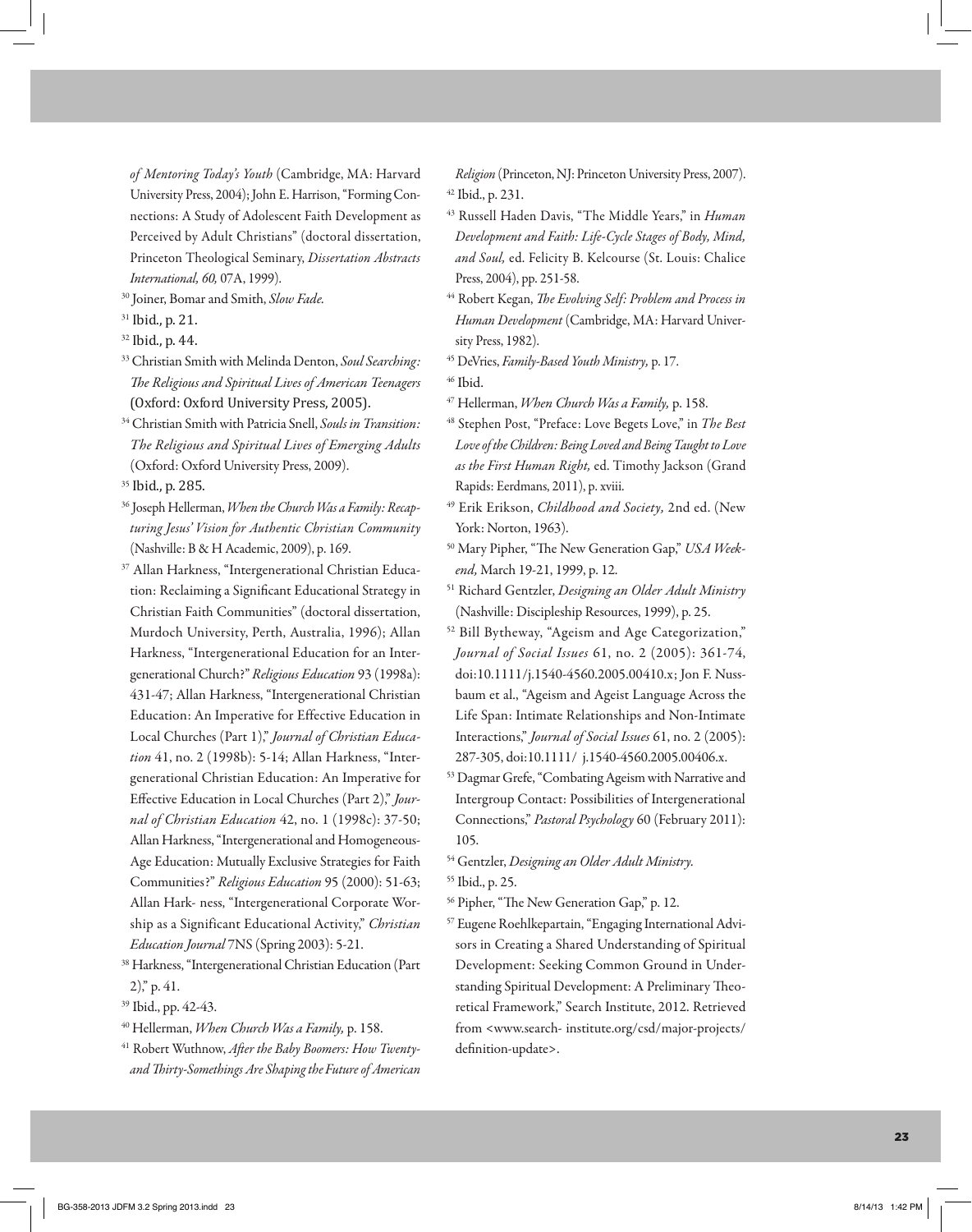*of Mentoring Today's Youth* (Cambridge, MA: Harvard University Press, 2004); John E. Harrison, "Forming Connections: A Study of Adolescent Faith Development as Perceived by Adult Christians" (doctoral dissertation, Princeton Theological Seminary, *Dissertation Abstracts International, 60,* 07A, 1999).

[30] Joiner, Bomar and Smith, *Slow Fade.*

[31] Ibid., p. 21.

[32] Ibid., p. 44.

[33] Christian Smith with Melinda Denton, *Soul Searching: The Religious and Spiritual Lives of American Teenagers* (Oxford: Oxford University Press, 2005).

[34] Christian Smith with Patricia Snell, *Souls in Transition: The Religious and Spiritual Lives of Emerging Adults* (Oxford: Oxford University Press, 2009).

[35] Ibid., p. 285.

[36] Joseph Hellerman, *When the Church Was a Family: Recapturing Jesus' Vision for Authentic Christian Community* (Nashville: B & H Academic, 2009), p. 169.

[37] Allan Harkness, "Intergenerational Christian Education: Reclaiming a Significant Educational Strategy in Christian Faith Communities" (doctoral dissertation, Murdoch University, Perth, Australia, 1996); Allan Harkness, "Intergenerational Education for an Intergenerational Church?" *Religious Education* 93 (1998a): 431-47; Allan Harkness, "Intergenerational Christian Education: An Imperative for Effective Education in Local Churches (Part 1)," *Journal of Christian Education* 41, no. 2 (1998b): 5-14; Allan Harkness, "Intergenerational Christian Education: An Imperative for Effective Education in Local Churches (Part 2)," *Journal of Christian Education* 42, no. 1 (1998c): 37-50; Allan Harkness, "Intergenerational and Homogeneous-Age Education: Mutually Exclusive Strategies for Faith Communities?" *Religious Education* 95 (2000): 51-63; Allan Hark- ness, "Intergenerational Corporate Worship as a Significant Educational Activity," *Christian Education Journal* 7NS (Spring 2003): 5-21.

[38] Harkness, "Intergenerational Christian Education (Part 2)," p. 41.

[39] Ibid., pp. 42-43.

[40] Hellerman, *When Church Was a Family,* p. 158.

[41] Robert Wuthnow, *After the Baby Boomers: How Twenty- and Thirty-Somethings Are Shaping the Future of American Religion* (Princeton, NJ: Princeton University Press, 2007).

[42] Ibid., p. 231.

[43] Russell Haden Davis, "The Middle Years," in *Human Development and Faith: Life-Cycle Stages of Body, Mind, and Soul,* ed. Felicity B. Kelcourse (St. Louis: Chalice Press, 2004), pp. 251-58.

[44] Robert Kegan, *The Evolving Self: Problem and Process in Human Development* (Cambridge, MA: Harvard University Press, 1982).

[45] DeVries, *Family-Based Youth Ministry,* p. 17.

[46] Ibid.

[47] Hellerman, *When Church Was a Family,* p. 158.

[48] Stephen Post, "Preface: Love Begets Love," in *The Best Love of the Children: Being Loved and Being Taught to Love as the First Human Right,* ed. Timothy Jackson (Grand Rapids: Eerdmans, 2011), p. xviii.

[49] Erik Erikson, *Childhood and Society,* 2nd ed. (New York: Norton, 1963).

[50] Mary Pipher, "The New Generation Gap," *USA Weekend,* March 19-21, 1999, p. 12.

[51] Richard Gentzler, *Designing an Older Adult Ministry* (Nashville: Discipleship Resources, 1999), p. 25.

[52] Bill Bytheway, "Ageism and Age Categorization," *Journal of Social Issues* 61, no. 2 (2005): 361-74, doi:10.1111/j.1540-4560.2005.00410.x; Jon F. Nussbaum et al., "Ageism and Ageist Language Across the Life Span: Intimate Relationships and Non-Intimate Interactions," *Journal of Social Issues* 61, no. 2 (2005): 287-305, doi:10.1111/ j.1540-4560.2005.00406.x.

[53] Dagmar Grefe, "Combating Ageism with Narrative and Intergroup Contact: Possibilities of Intergenerational Connections," *Pastoral Psychology* 60 (February 2011): 105.

[54] Gentzler, *Designing an Older Adult Ministry.*

[55] Ibid., p. 25.

[56] Pipher, "The New Generation Gap," p. 12.

[57] Eugene Roehlkepartain, "Engaging International Advisors in Creating a Shared Understanding of Spiritual Development: Seeking Common Ground in Understanding Spiritual Development: A Preliminary Theoretical Framework," Search Institute, 2012. Retrieved from <www.search- institute.org/csd/major-projects/definition-update>.